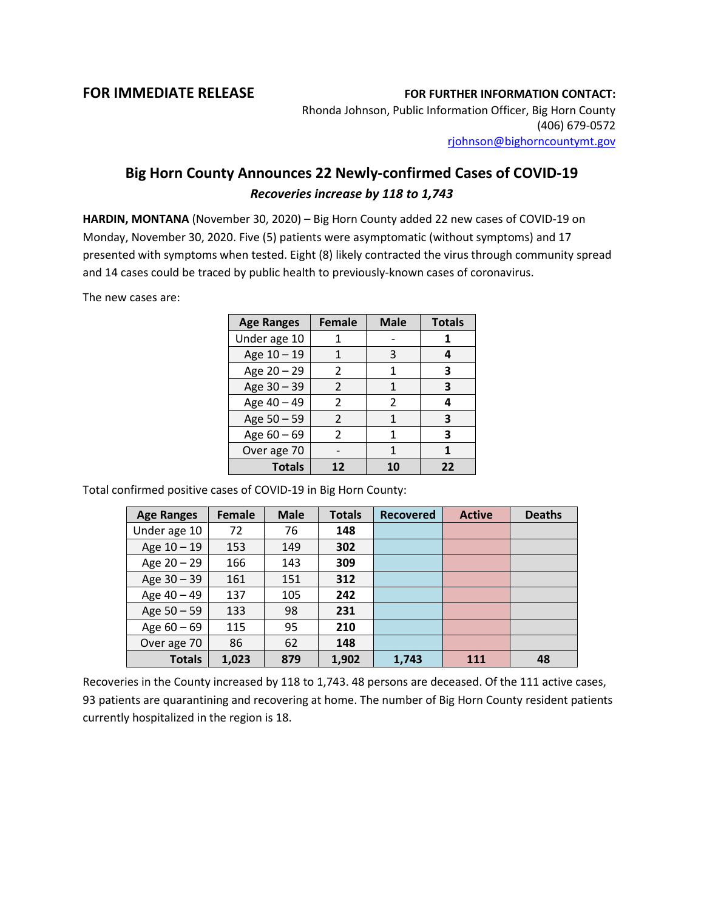**FOR IMMEDIATE RELEASE**

**FOR FURTHER INFORMATION CONTACT:**
Rhonda Johnson, Public Information Officer, Big Horn County
(406) 679-0572
rjohnson@bighorncountymt.gov

## Big Horn County Announces 22 Newly-confirmed Cases of COVID-19

***Recoveries increase by 118 to 1,743***

**HARDIN, MONTANA** (November 30, 2020) – Big Horn County added 22 new cases of COVID-19 on Monday, November 30, 2020. Five (5) patients were asymptomatic (without symptoms) and 17 presented with symptoms when tested. Eight (8) likely contracted the virus through community spread and 14 cases could be traced by public health to previously-known cases of coronavirus.

The new cases are:

| Age Ranges | Female | Male | Totals |
|---|---|---|---|
| Under age 10 | 1 | - | **1** |
| Age 10 – 19 | 1 | 3 | **4** |
| Age 20 – 29 | 2 | 1 | **3** |
| Age 30 – 39 | 2 | 1 | **3** |
| Age 40 – 49 | 2 | 2 | **4** |
| Age 50 – 59 | 2 | 1 | **3** |
| Age 60 – 69 | 2 | 1 | **3** |
| Over age 70 | - | 1 | **1** |
| **Totals** | **12** | **10** | **22** |

Total confirmed positive cases of COVID-19 in Big Horn County:

| Age Ranges | Female | Male | Totals | Recovered | Active | Deaths |
|---|---|---|---|---|---|---|
| Under age 10 | 72 | 76 | **148** | | | |
| Age 10 – 19 | 153 | 149 | **302** | | | |
| Age 20 – 29 | 166 | 143 | **309** | | | |
| Age 30 – 39 | 161 | 151 | **312** | | | |
| Age 40 – 49 | 137 | 105 | **242** | | | |
| Age 50 – 59 | 133 | 98 | **231** | | | |
| Age 60 – 69 | 115 | 95 | **210** | | | |
| Over age 70 | 86 | 62 | **148** | | | |
| **Totals** | **1,023** | **879** | **1,902** | **1,743** | **111** | **48** |

Recoveries in the County increased by 118 to 1,743. 48 persons are deceased. Of the 111 active cases, 93 patients are quarantining and recovering at home. The number of Big Horn County resident patients currently hospitalized in the region is 18.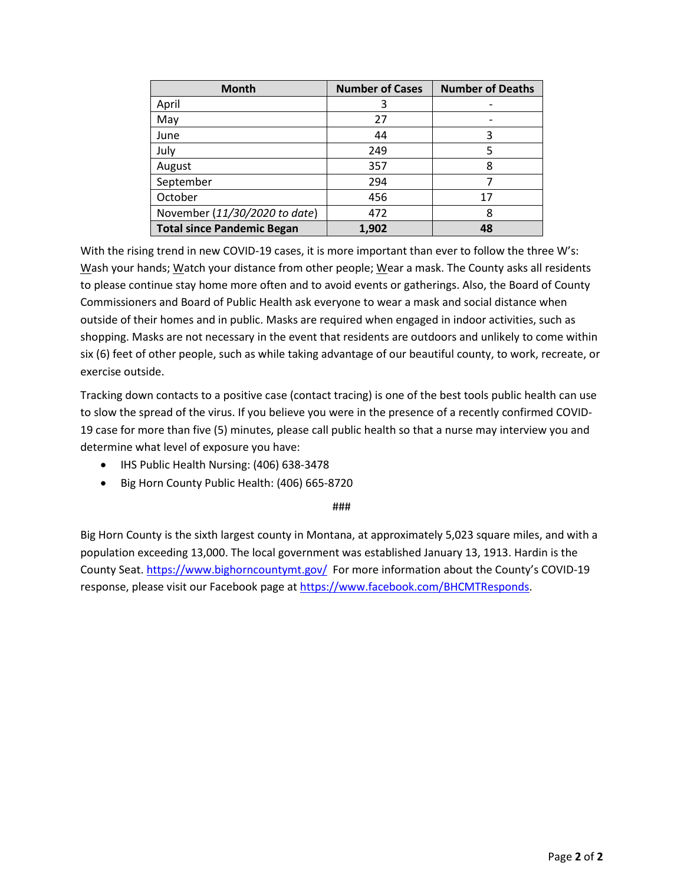| Month | Number of Cases | Number of Deaths |
|---|---|---|
| April | 3 | - |
| May | 27 | - |
| June | 44 | 3 |
| July | 249 | 5 |
| August | 357 | 8 |
| September | 294 | 7 |
| October | 456 | 17 |
| November (*11/30/2020 to date*) | 472 | 8 |
| **Total since Pandemic Began** | **1,902** | **48** |

With the rising trend in new COVID-19 cases, it is more important than ever to follow the three W's: Wash your hands; Watch your distance from other people; Wear a mask. The County asks all residents to please continue stay home more often and to avoid events or gatherings. Also, the Board of County Commissioners and Board of Public Health ask everyone to wear a mask and social distance when outside of their homes and in public. Masks are required when engaged in indoor activities, such as shopping. Masks are not necessary in the event that residents are outdoors and unlikely to come within six (6) feet of other people, such as while taking advantage of our beautiful county, to work, recreate, or exercise outside.

Tracking down contacts to a positive case (contact tracing) is one of the best tools public health can use to slow the spread of the virus. If you believe you were in the presence of a recently confirmed COVID-19 case for more than five (5) minutes, please call public health so that a nurse may interview you and determine what level of exposure you have:

- IHS Public Health Nursing: (406) 638-3478
- Big Horn County Public Health: (406) 665-8720

###

Big Horn County is the sixth largest county in Montana, at approximately 5,023 square miles, and with a population exceeding 13,000. The local government was established January 13, 1913. Hardin is the County Seat. https://www.bighorncountymt.gov/ For more information about the County's COVID-19 response, please visit our Facebook page at https://www.facebook.com/BHCMTResponds.